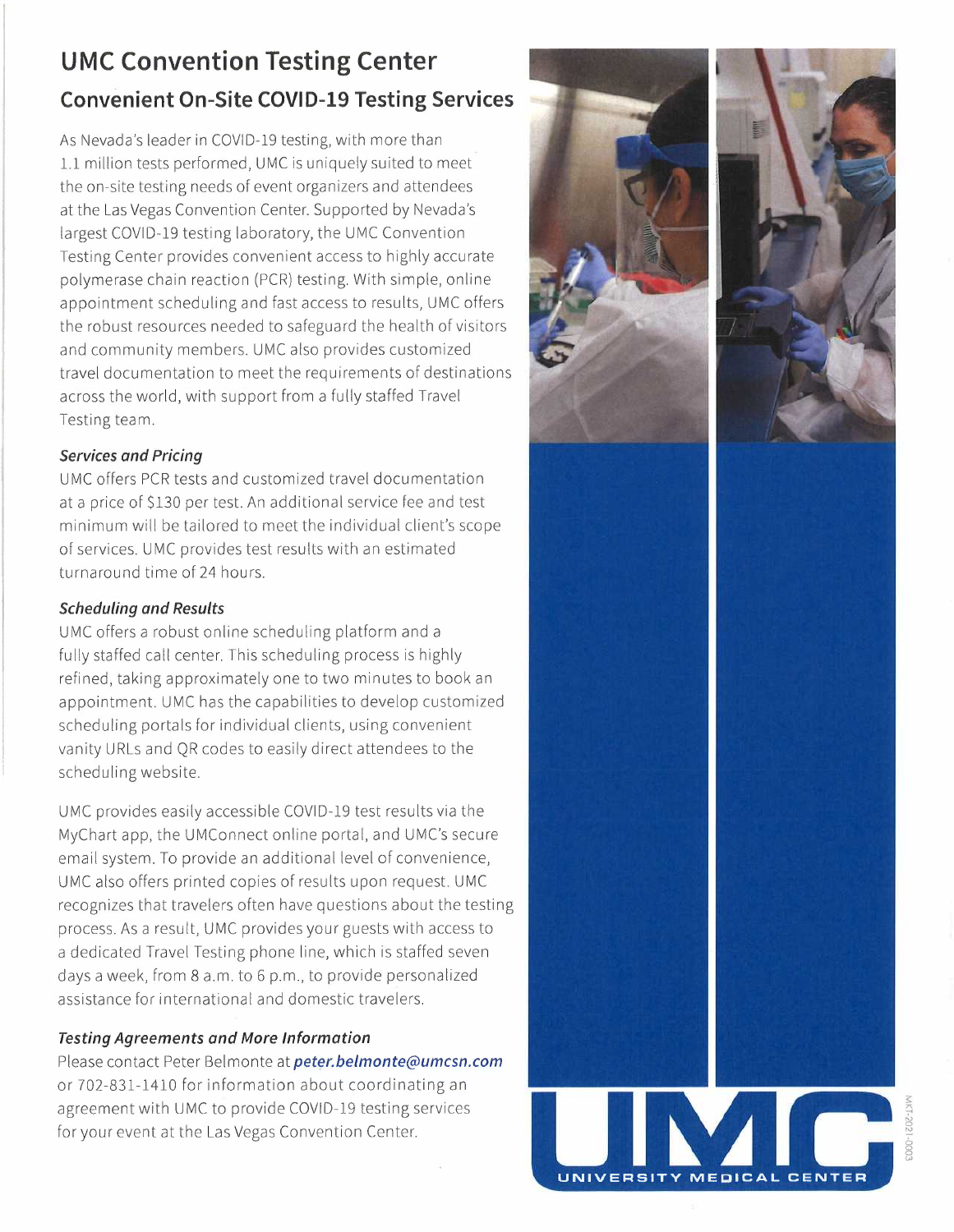# UMC Convention Testing Center

## Convenient On-Site COVID-19 Testing Services

As Nevada's leader in COVID-19 testing, with more than 1.1 million tests performed, UMC is uniquely suited to meet the on-site testing needs of event organizers and attendees at the Las Vegas Convention Center. Supported by Nevada's largest COVID-19 testing laboratory, the UMC Convention Testing Center provides convenient access to highly accurate polymerase chain reaction (PCR) testing. With simple, online appointment scheduling and fast access to results, UMC offers the robust resources needed to safeguard the health of visitors and community members. UMC also provides customized travel documentation to meet the requirements of destinations across the world, with support from a fully staffed Travel Testing team.

### *Services and Pricing*

UMC offers PCR tests and customized travel documentation at a price of $130 per test. An additional service fee and test minimum will be tailored to meet the individual client's scope of services. UMC provides test results with an estimated turnaround time of 24 hours.

### *Scheduling and Results*

UMC offers a robust online scheduling platform and a fully staffed call center. This scheduling process is highly refined, taking approximately one to two minutes to book an appointment. UMC has the capabilities to develop customized scheduling portals for individual clients, using convenient vanity URLs and QR codes to easily direct attendees to the scheduling website.

UMC provides easily accessible COVID-19 test results via the MyChart app, the UMConnect online portal, and UMC's secure email system. To provide an additional level of convenience, UMC also offers printed copies of results upon request. UMC recognizes that travelers often have questions about the testing process. As a result, UMC provides your guests with access to a dedicated Travel Testing phone line, which is staffed seven days a week, from 8 a.m. to 6 p.m., to provide personalized assistance for international and domestic travelers.

### *Testing Agreements and More Information*

Please contact Peter Belmonte at ***peter.belmonte@umcsn.com*** or 702-831-1410 for information about coordinating an agreement with UMC to provide COVID-19 testing services for your event at the Las Vegas Convention Center.

UMC
UNIVERSITY MEDICAL CENTER

MKT-2021-0003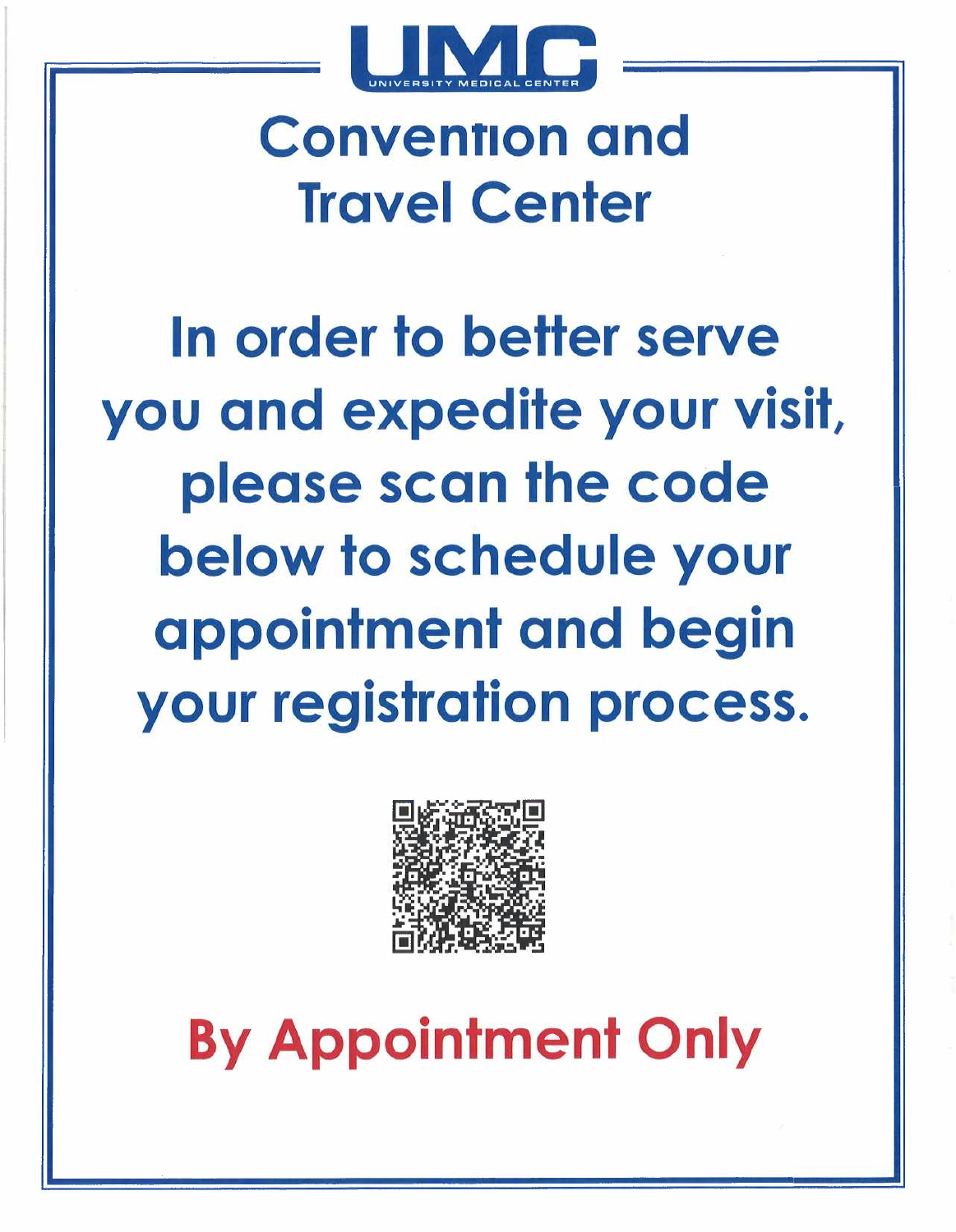UMC

UNIVERSITY MEDICAL CENTER

# Convention and Travel Center

## In order to better serve you and expedite your visit, please scan the code below to schedule your appointment and begin your registration process.

## By Appointment Only